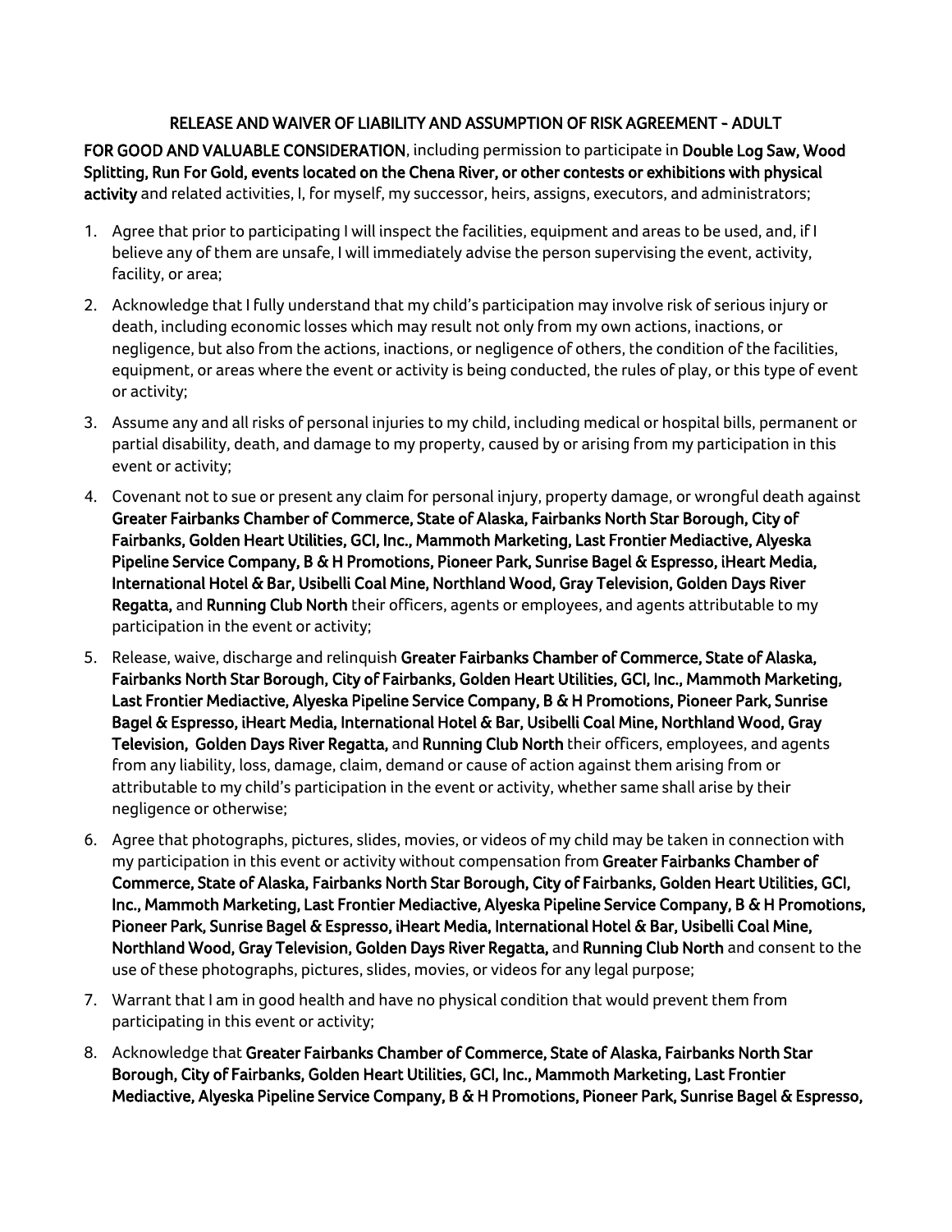## RELEASE AND WAIVER OF LIABILITY AND ASSUMPTION OF RISK AGREEMENT - ADULT

**FOR GOOD AND VALUABLE CONSIDERATION**, including permission to participate in **Double Log Saw, Wood Splitting, Run For Gold, events located on the Chena River, or other contests or exhibitions with physical activity** and related activities, I, for myself, my successor, heirs, assigns, executors, and administrators;

1. Agree that prior to participating I will inspect the facilities, equipment and areas to be used, and, if I believe any of them are unsafe, I will immediately advise the person supervising the event, activity, facility, or area;
2. Acknowledge that I fully understand that my child's participation may involve risk of serious injury or death, including economic losses which may result not only from my own actions, inactions, or negligence, but also from the actions, inactions, or negligence of others, the condition of the facilities, equipment, or areas where the event or activity is being conducted, the rules of play, or this type of event or activity;
3. Assume any and all risks of personal injuries to my child, including medical or hospital bills, permanent or partial disability, death, and damage to my property, caused by or arising from my participation in this event or activity;
4. Covenant not to sue or present any claim for personal injury, property damage, or wrongful death against **Greater Fairbanks Chamber of Commerce, State of Alaska, Fairbanks North Star Borough, City of Fairbanks, Golden Heart Utilities, GCI, Inc., Mammoth Marketing, Last Frontier Mediactive, Alyeska Pipeline Service Company, B & H Promotions, Pioneer Park, Sunrise Bagel & Espresso, iHeart Media, International Hotel & Bar, Usibelli Coal Mine, Northland Wood, Gray Television, Golden Days River Regatta,** and **Running Club North** their officers, agents or employees, and agents attributable to my participation in the event or activity;
5. Release, waive, discharge and relinquish **Greater Fairbanks Chamber of Commerce, State of Alaska, Fairbanks North Star Borough, City of Fairbanks, Golden Heart Utilities, GCI, Inc., Mammoth Marketing, Last Frontier Mediactive, Alyeska Pipeline Service Company, B & H Promotions, Pioneer Park, Sunrise Bagel & Espresso, iHeart Media, International Hotel & Bar, Usibelli Coal Mine, Northland Wood, Gray Television, Golden Days River Regatta,** and **Running Club North** their officers, employees, and agents from any liability, loss, damage, claim, demand or cause of action against them arising from or attributable to my child's participation in the event or activity, whether same shall arise by their negligence or otherwise;
6. Agree that photographs, pictures, slides, movies, or videos of my child may be taken in connection with my participation in this event or activity without compensation from **Greater Fairbanks Chamber of Commerce, State of Alaska, Fairbanks North Star Borough, City of Fairbanks, Golden Heart Utilities, GCI, Inc., Mammoth Marketing, Last Frontier Mediactive, Alyeska Pipeline Service Company, B & H Promotions, Pioneer Park, Sunrise Bagel & Espresso, iHeart Media, International Hotel & Bar, Usibelli Coal Mine, Northland Wood, Gray Television, Golden Days River Regatta,** and **Running Club North** and consent to the use of these photographs, pictures, slides, movies, or videos for any legal purpose;
7. Warrant that I am in good health and have no physical condition that would prevent them from participating in this event or activity;
8. Acknowledge that **Greater Fairbanks Chamber of Commerce, State of Alaska, Fairbanks North Star Borough, City of Fairbanks, Golden Heart Utilities, GCI, Inc., Mammoth Marketing, Last Frontier Mediactive, Alyeska Pipeline Service Company, B & H Promotions, Pioneer Park, Sunrise Bagel & Espresso,**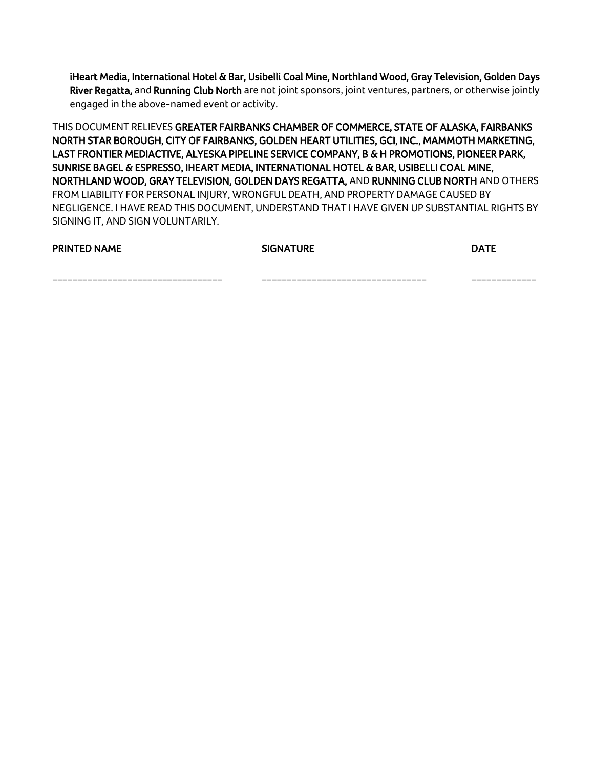**iHeart Media, International Hotel & Bar, Usibelli Coal Mine, Northland Wood, Gray Television, Golden Days River Regatta,** and **Running Club North** are not joint sponsors, joint ventures, partners, or otherwise jointly engaged in the above-named event or activity.

THIS DOCUMENT RELIEVES **GREATER FAIRBANKS CHAMBER OF COMMERCE, STATE OF ALASKA, FAIRBANKS NORTH STAR BOROUGH, CITY OF FAIRBANKS, GOLDEN HEART UTILITIES, GCI, INC., MAMMOTH MARKETING, LAST FRONTIER MEDIACTIVE, ALYESKA PIPELINE SERVICE COMPANY, B & H PROMOTIONS, PIONEER PARK, SUNRISE BAGEL & ESPRESSO, IHEART MEDIA, INTERNATIONAL HOTEL & BAR, USIBELLI COAL MINE, NORTHLAND WOOD, GRAY TELEVISION, GOLDEN DAYS REGATTA,** AND **RUNNING CLUB NORTH** AND OTHERS FROM LIABILITY FOR PERSONAL INJURY, WRONGFUL DEATH, AND PROPERTY DAMAGE CAUSED BY NEGLIGENCE. I HAVE READ THIS DOCUMENT, UNDERSTAND THAT I HAVE GIVEN UP SUBSTANTIAL RIGHTS BY SIGNING IT, AND SIGN VOLUNTARILY.

| **PRINTED NAME** | **SIGNATURE** | **DATE** |
| --- | --- | --- |
| _________________________________ | ________________________________ | ____________ |